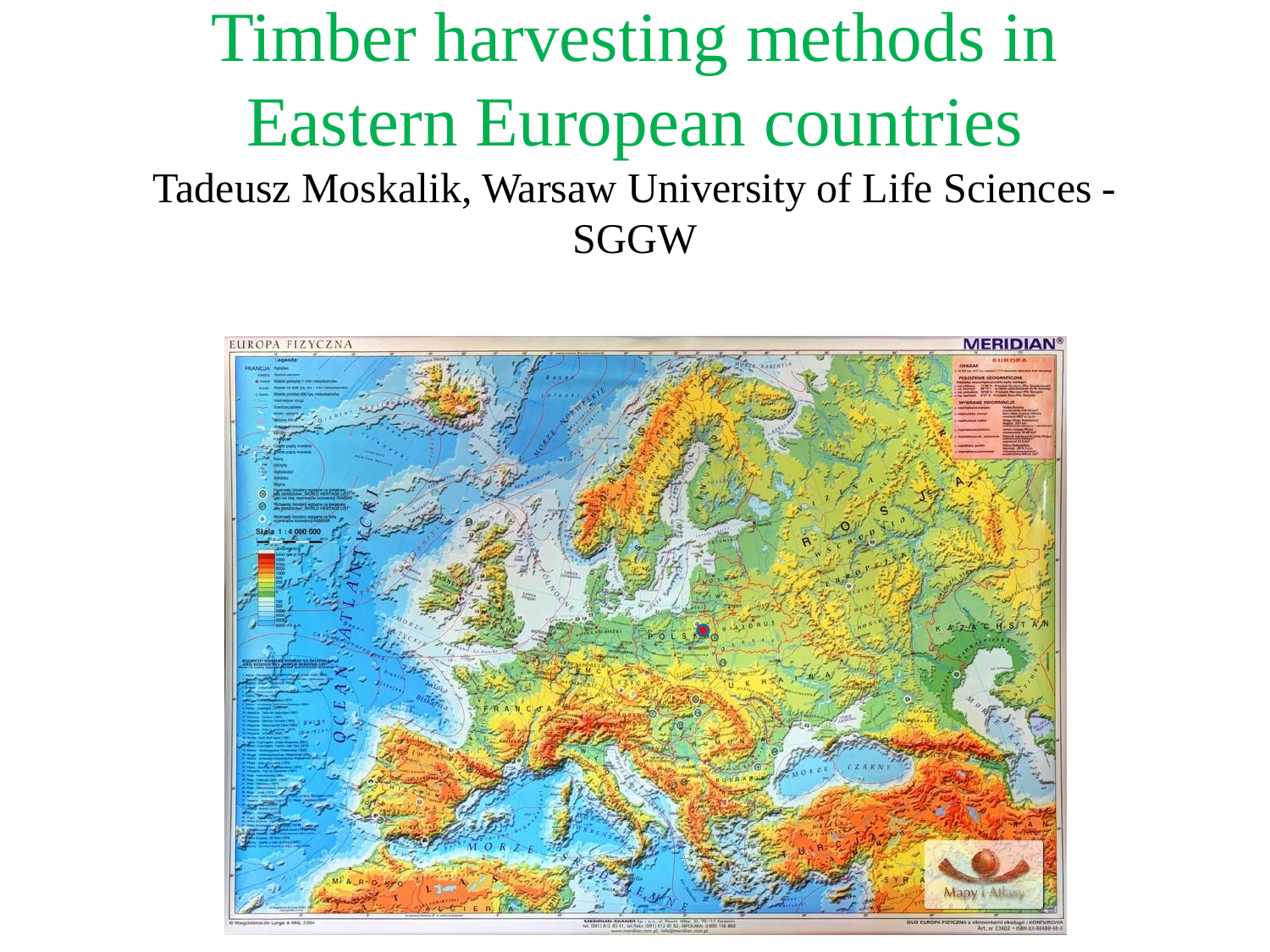# Timber harvesting methods in Eastern European countries

Tadeusz Moskalik, Warsaw University of Life Sciences - SGGW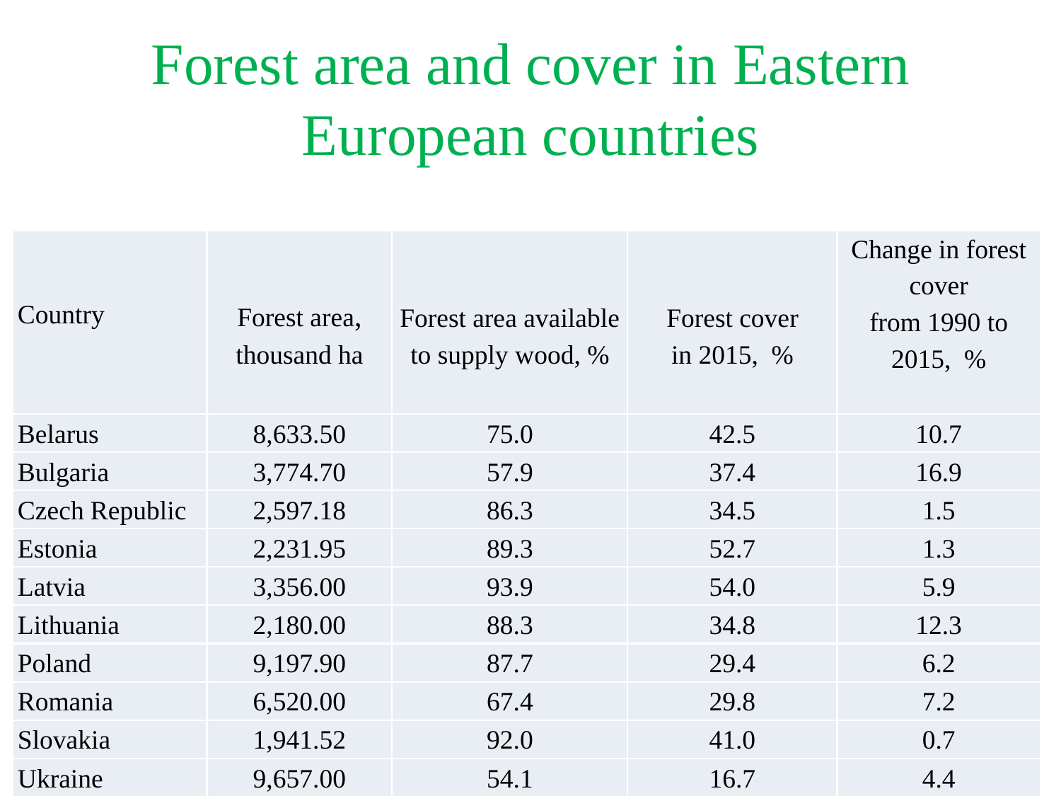# Forest area and cover in Eastern European countries

| Country | Forest area, thousand ha | Forest area available to supply wood, % | Forest cover in 2015, % | Change in forest cover from 1990 to 2015, % |
|---|---|---|---|---|
| Belarus | 8,633.50 | 75.0 | 42.5 | 10.7 |
| Bulgaria | 3,774.70 | 57.9 | 37.4 | 16.9 |
| Czech Republic | 2,597.18 | 86.3 | 34.5 | 1.5 |
| Estonia | 2,231.95 | 89.3 | 52.7 | 1.3 |
| Latvia | 3,356.00 | 93.9 | 54.0 | 5.9 |
| Lithuania | 2,180.00 | 88.3 | 34.8 | 12.3 |
| Poland | 9,197.90 | 87.7 | 29.4 | 6.2 |
| Romania | 6,520.00 | 67.4 | 29.8 | 7.2 |
| Slovakia | 1,941.52 | 92.0 | 41.0 | 0.7 |
| Ukraine | 9,657.00 | 54.1 | 16.7 | 4.4 |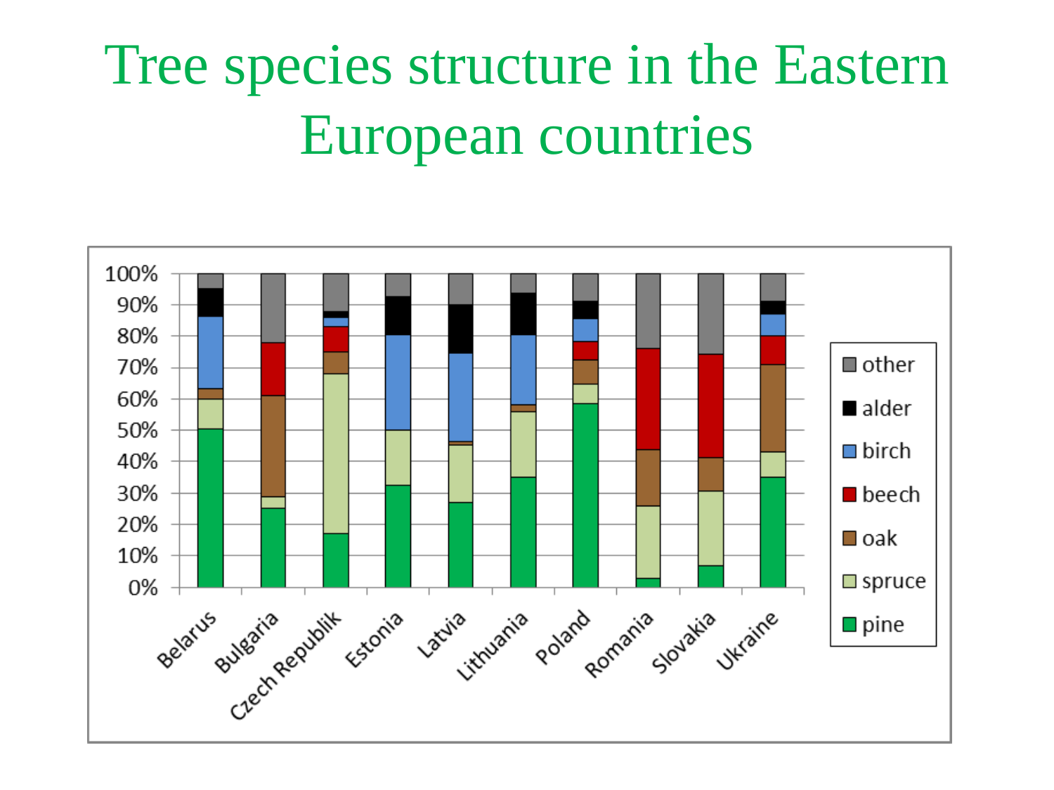# Tree species structure in the Eastern European countries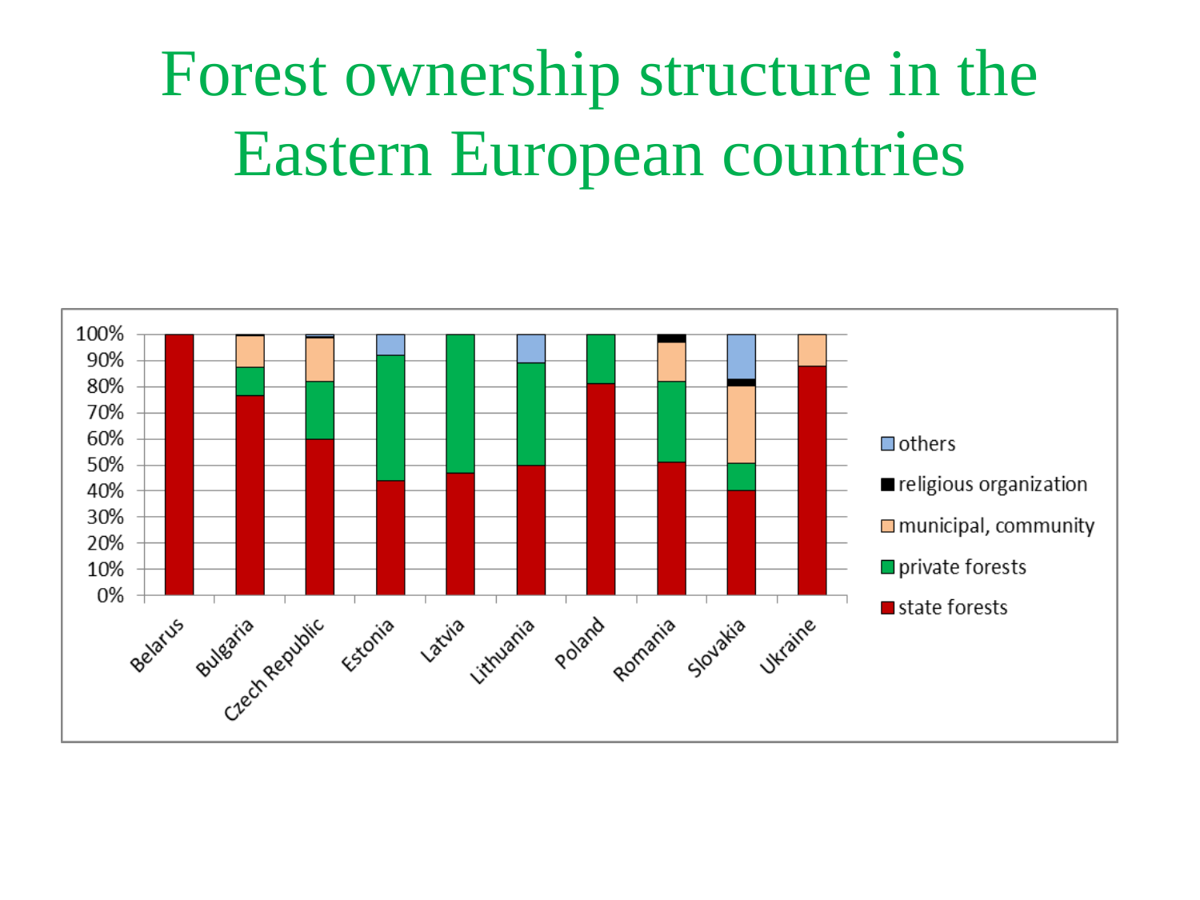# Forest ownership structure in the Eastern European countries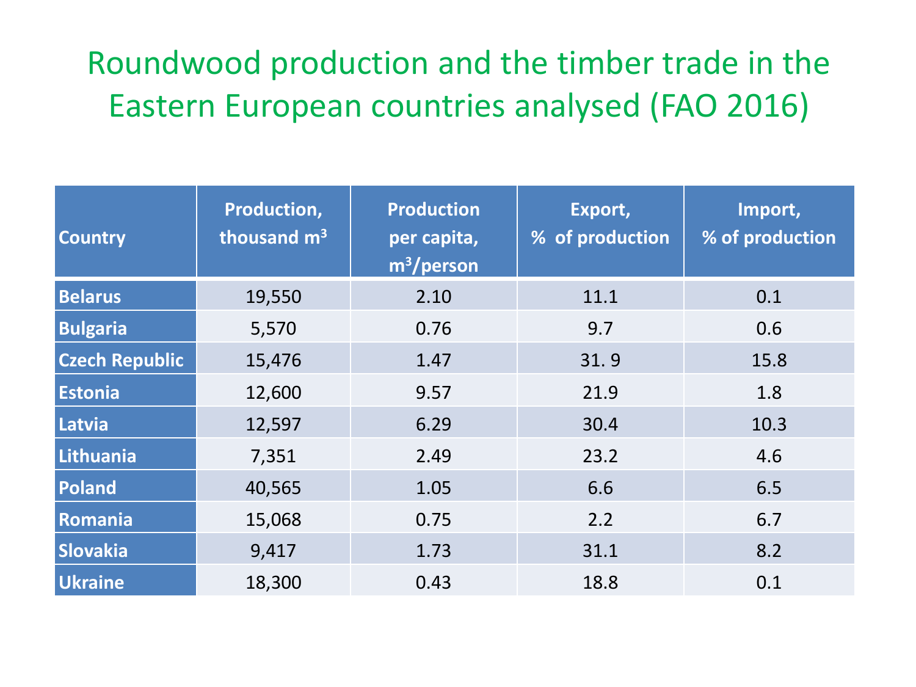# Roundwood production and the timber trade in the Eastern European countries analysed (FAO 2016)

| Country | Production, thousand $m^3$ | Production per capita, $m^3$/person | Export, % of production | Import, % of production |
|---|---|---|---|---|
| Belarus | 19,550 | 2.10 | 11.1 | 0.1 |
| Bulgaria | 5,570 | 0.76 | 9.7 | 0.6 |
| Czech Republic | 15,476 | 1.47 | 31. 9 | 15.8 |
| Estonia | 12,600 | 9.57 | 21.9 | 1.8 |
| Latvia | 12,597 | 6.29 | 30.4 | 10.3 |
| Lithuania | 7,351 | 2.49 | 23.2 | 4.6 |
| Poland | 40,565 | 1.05 | 6.6 | 6.5 |
| Romania | 15,068 | 0.75 | 2.2 | 6.7 |
| Slovakia | 9,417 | 1.73 | 31.1 | 8.2 |
| Ukraine | 18,300 | 0.43 | 18.8 | 0.1 |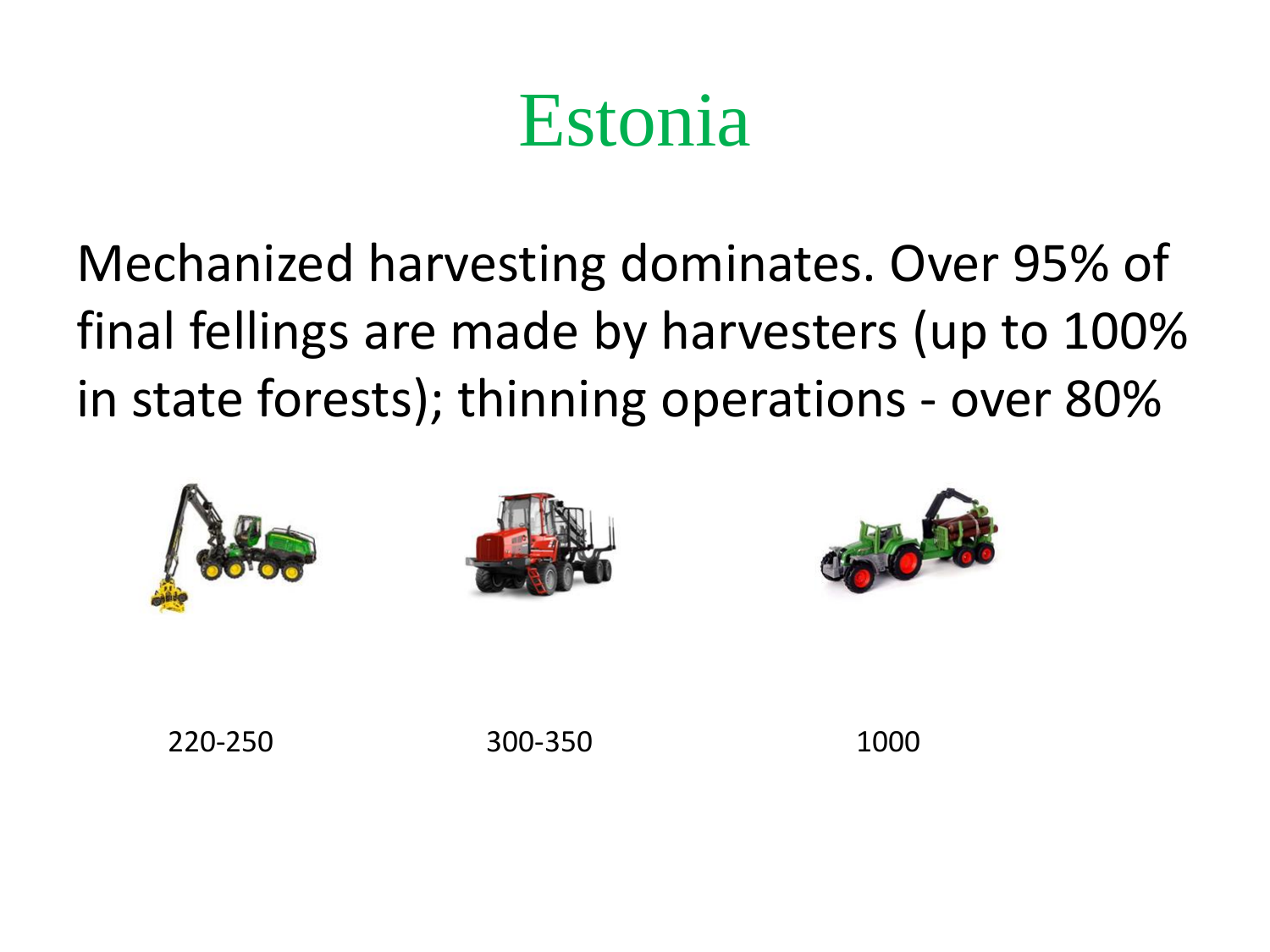# Estonia

Mechanized harvesting dominates. Over 95% of final fellings are made by harvesters (up to 100% in state forests); thinning operations - over 80%

220-250

300-350

1000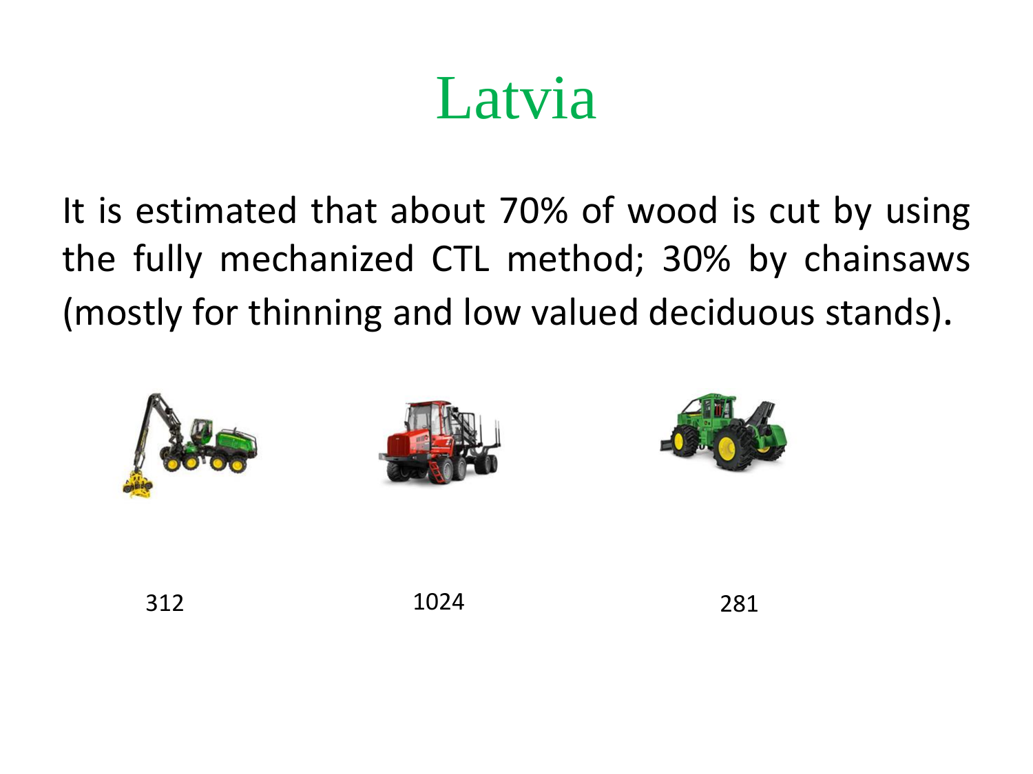# Latvia

It is estimated that about 70% of wood is cut by using the fully mechanized CTL method; 30% by chainsaws (mostly for thinning and low valued deciduous stands).

312

1024

281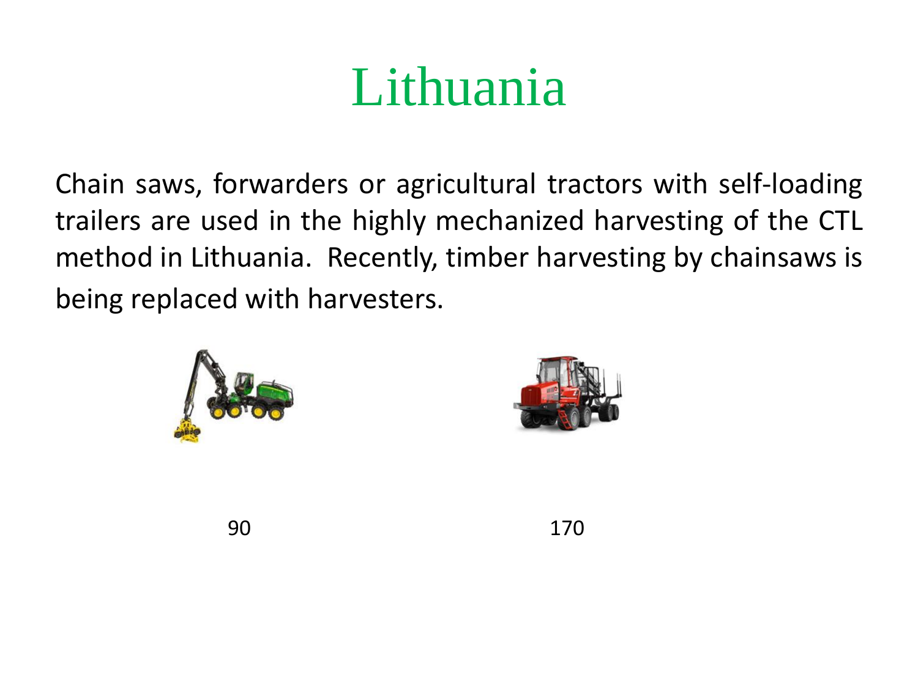# Lithuania

Chain saws, forwarders or agricultural tractors with self-loading trailers are used in the highly mechanized harvesting of the CTL method in Lithuania. Recently, timber harvesting by chainsaws is being replaced with harvesters.

90

170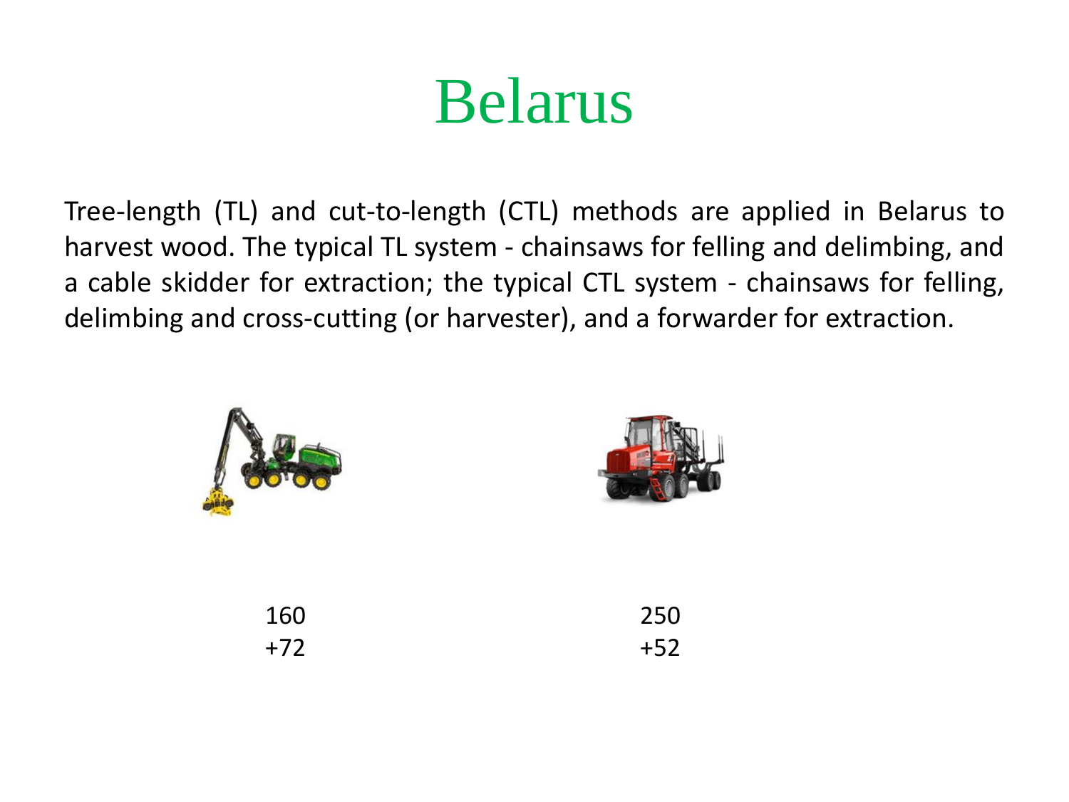# Belarus

Tree-length (TL) and cut-to-length (CTL) methods are applied in Belarus to harvest wood. The typical TL system - chainsaws for felling and delimbing, and a cable skidder for extraction; the typical CTL system - chainsaws for felling, delimbing and cross-cutting (or harvester), and a forwarder for extraction.

| | |
|---|---|
| 160 | 250 |
| +72 | +52 |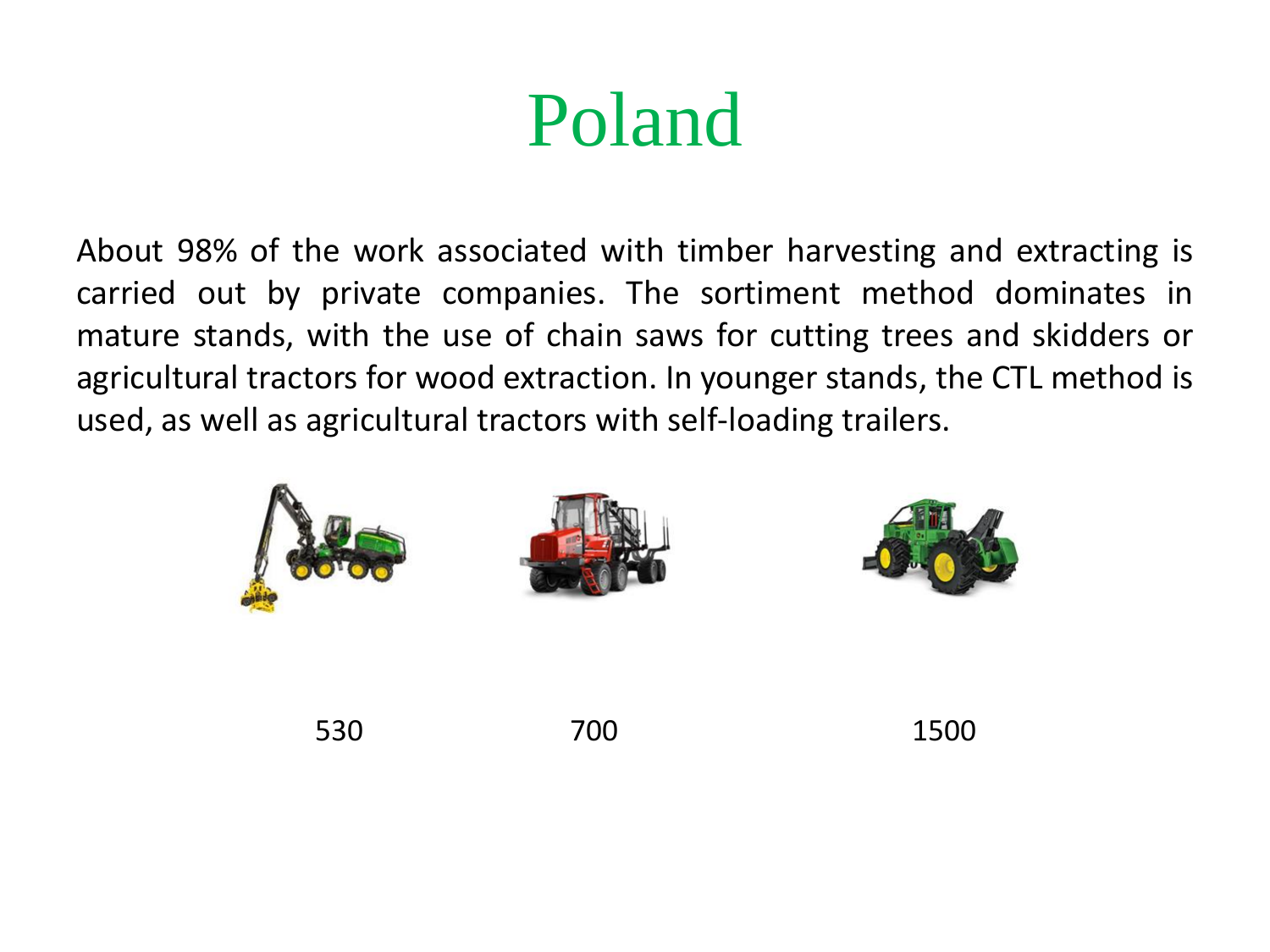# Poland

About 98% of the work associated with timber harvesting and extracting is carried out by private companies. The sortiment method dominates in mature stands, with the use of chain saws for cutting trees and skidders or agricultural tractors for wood extraction. In younger stands, the CTL method is used, as well as agricultural tractors with self-loading trailers.

530 700 1500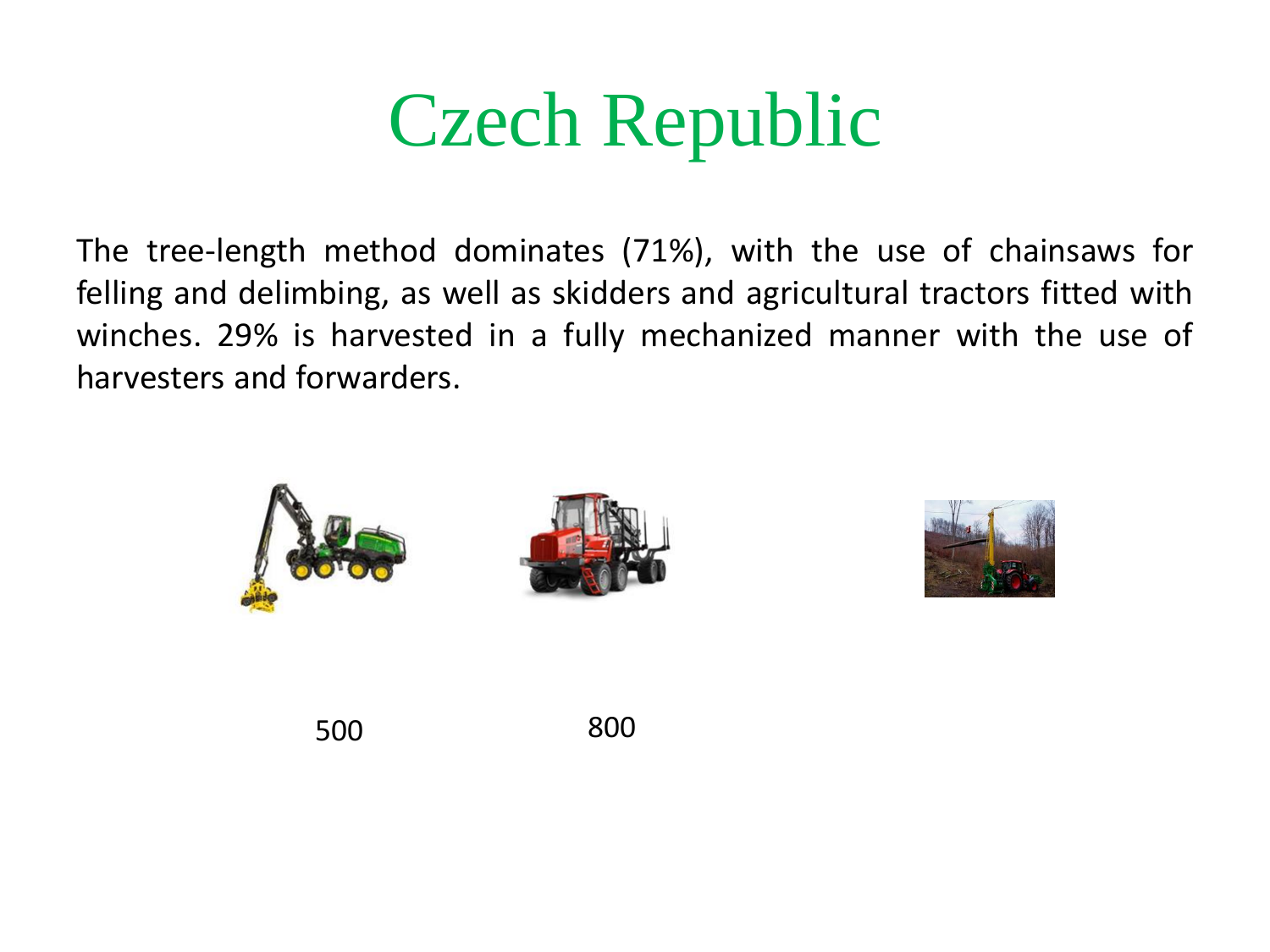# Czech Republic

The tree-length method dominates (71%), with the use of chainsaws for felling and delimbing, as well as skidders and agricultural tractors fitted with winches. 29% is harvested in a fully mechanized manner with the use of harvesters and forwarders.

500

800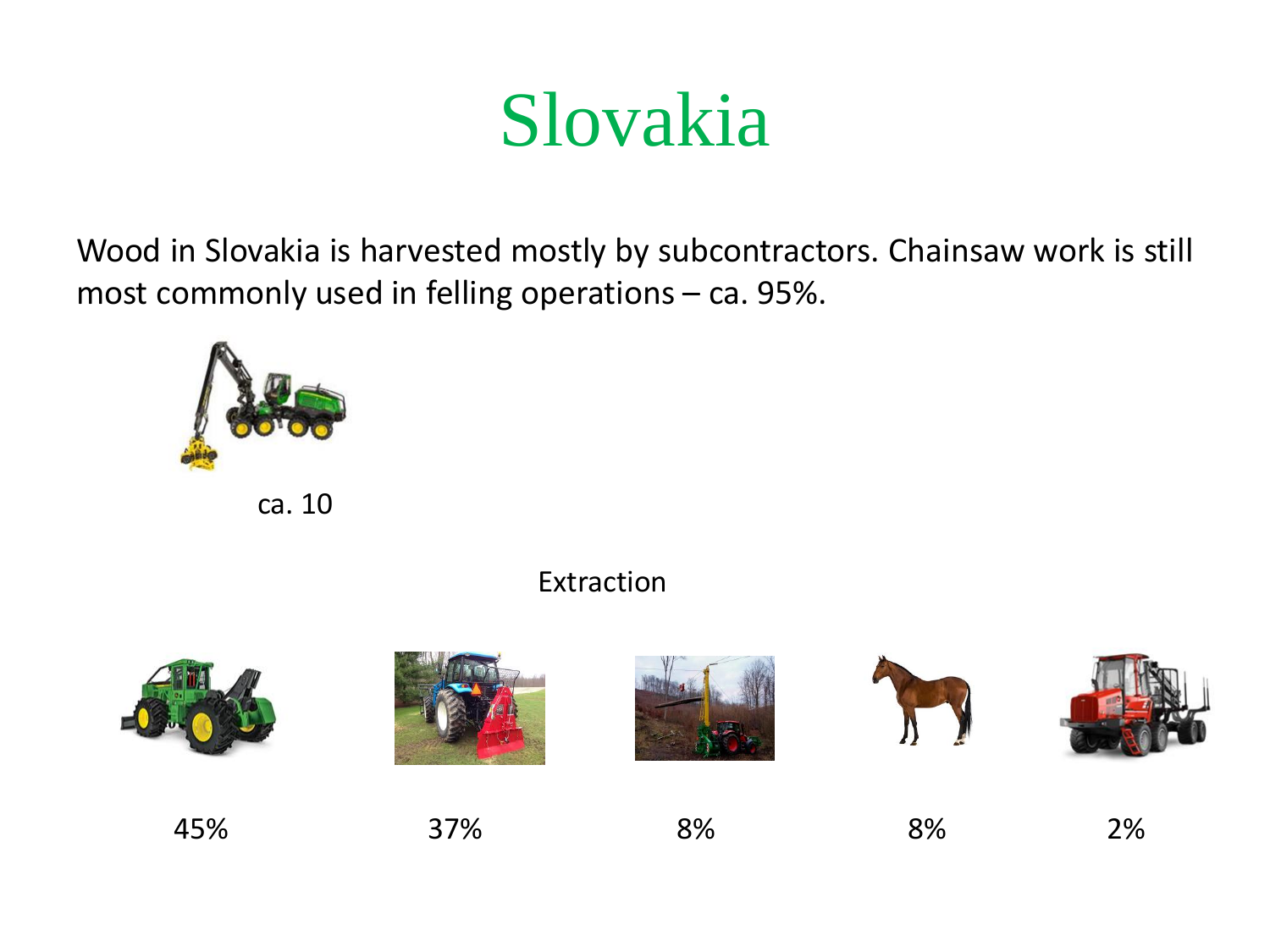# Slovakia

Wood in Slovakia is harvested mostly by subcontractors. Chainsaw work is still most commonly used in felling operations – ca. 95%.

ca. 10

Extraction

45%

37%

8%

8%

2%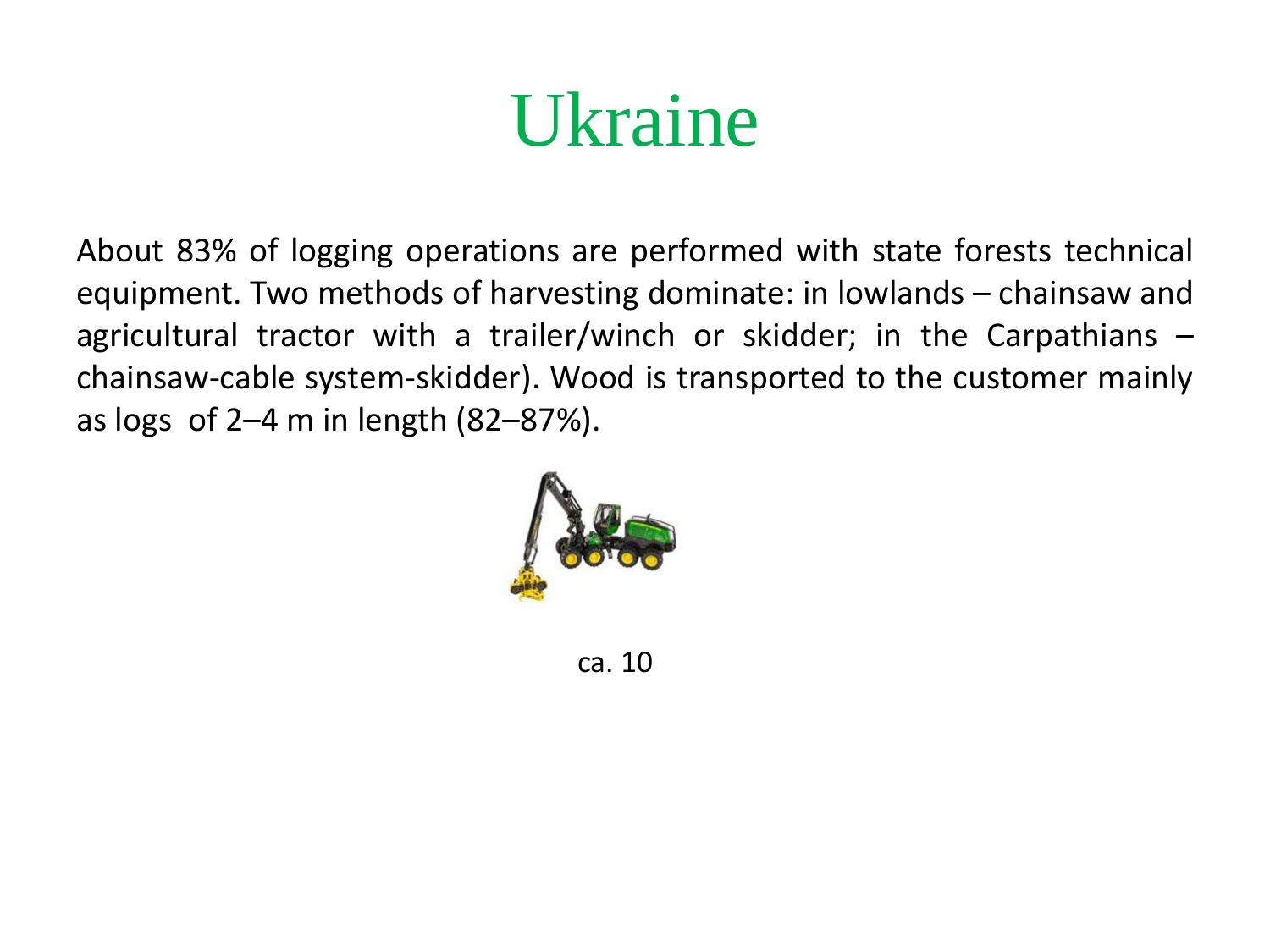# Ukraine

About 83% of logging operations are performed with state forests technical equipment. Two methods of harvesting dominate: in lowlands – chainsaw and agricultural tractor with a trailer/winch or skidder; in the Carpathians – chainsaw-cable system-skidder). Wood is transported to the customer mainly as logs of 2–4 m in length (82–87%).

ca. 10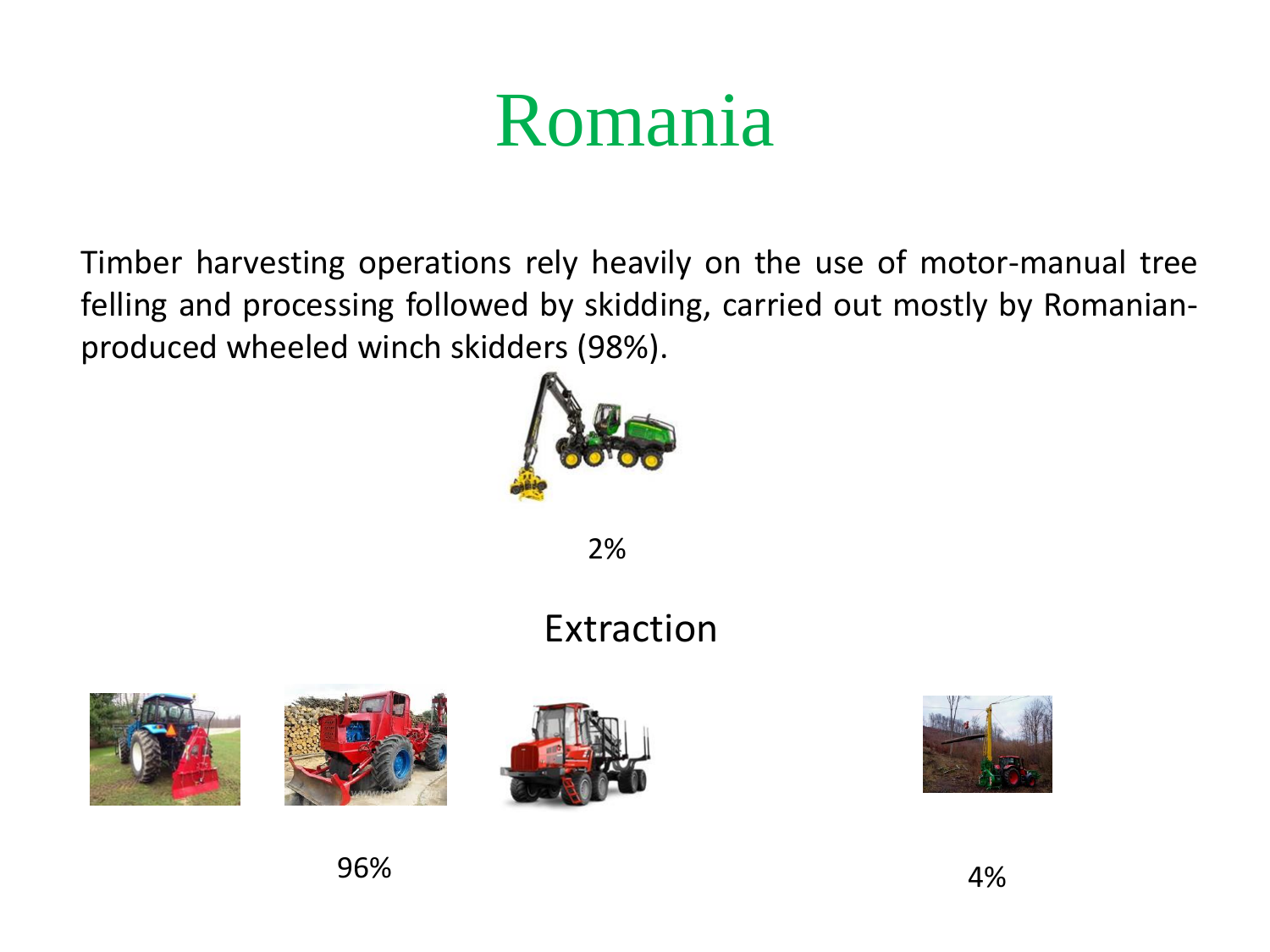# Romania

Timber harvesting operations rely heavily on the use of motor-manual tree felling and processing followed by skidding, carried out mostly by Romanian-produced wheeled winch skidders (98%).

2%

## Extraction

96%

4%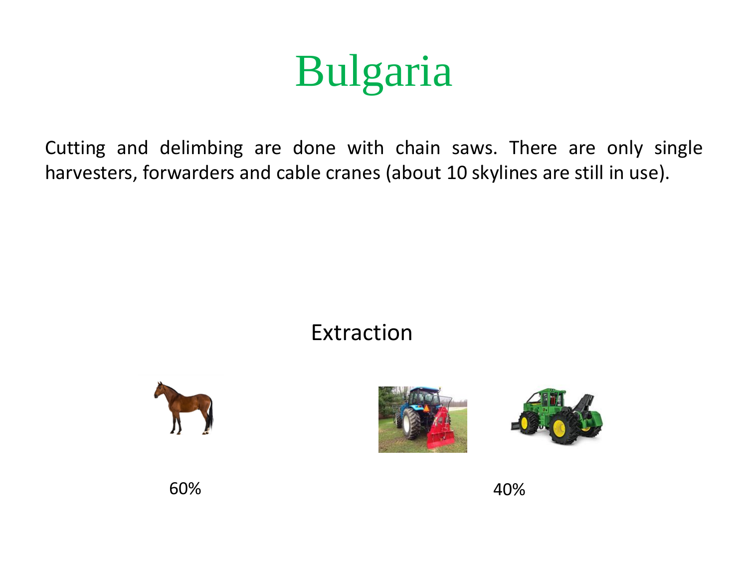# Bulgaria

Cutting and delimbing are done with chain saws. There are only single harvesters, forwarders and cable cranes (about 10 skylines are still in use).

Extraction

60%

40%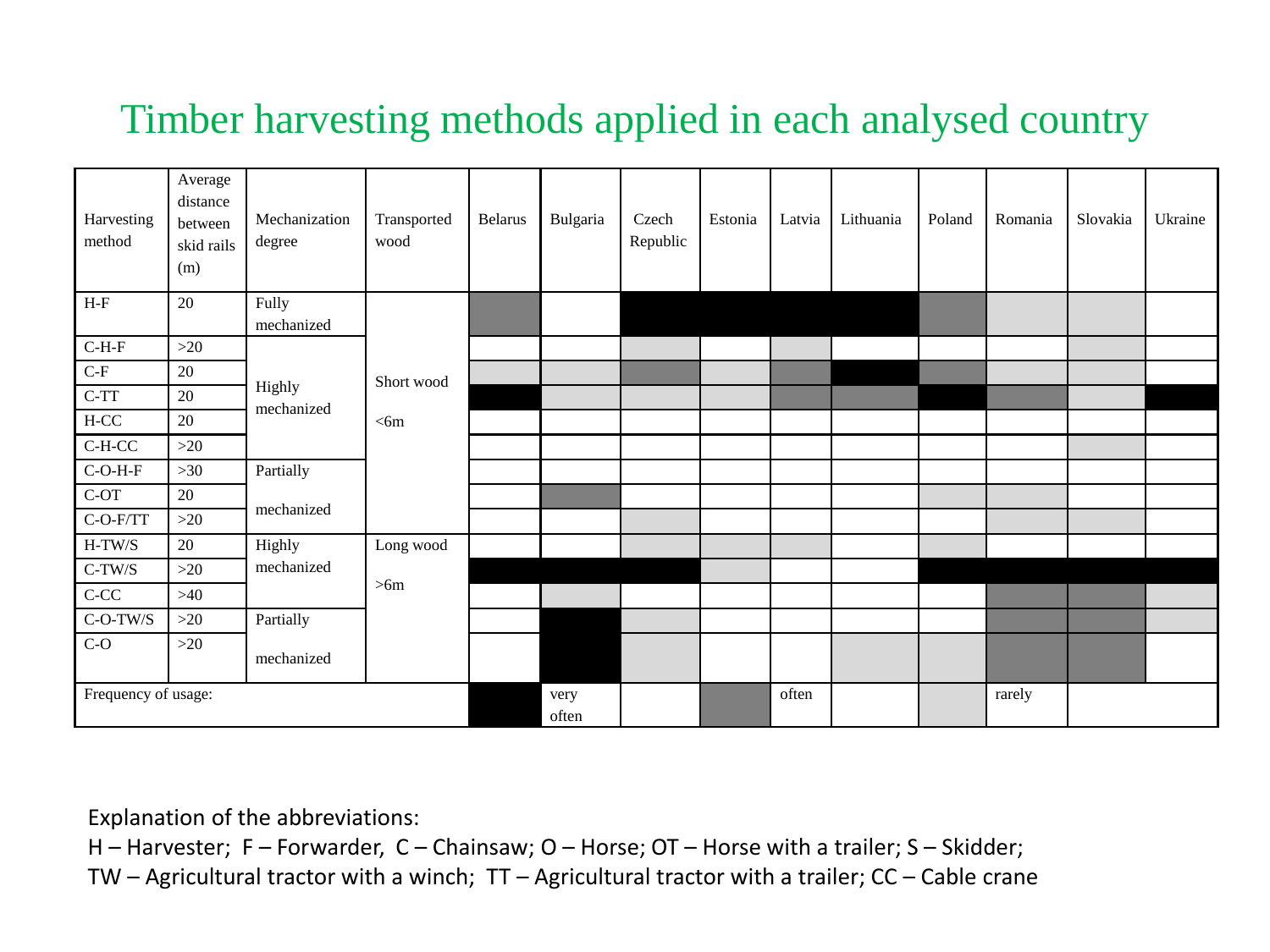# Timber harvesting methods applied in each analysed country

| Harvesting method | Average distance between skid rails (m) | Mechanization degree | Transported wood | Belarus | Bulgaria | Czech Republic | Estonia | Latvia | Lithuania | Poland | Romania | Slovakia | Ukraine |
|---|---|---|---|---|---|---|---|---|---|---|---|---|---|
| H-F | 20 | Fully mechanized | Short wood <6m | often | | very often | very often | very often | very often | often | rarely | rarely | |
| C-H-F | >20 | Highly mechanized | | | | rarely | | rarely | | | | rarely | |
| C-F | 20 | | | rarely | rarely | often | rarely | often | very often | often | rarely | rarely | |
| C-TT | 20 | | | very often | rarely | rarely | rarely | often | often | very often | often | rarely | very often |
| H-CC | 20 | | | | | | | | | | | | |
| C-H-CC | >20 | | | | | | | | | | | rarely | |
| C-O-H-F | >30 | Partially mechanized | | | | | | | | | | | |
| C-OT | 20 | | | | often | | | | | rarely | rarely | | |
| C-O-F/TT | >20 | | | | | rarely | | | | | rarely | rarely | |
| H-TW/S | 20 | Highly mechanized | Long wood >6m | | | rarely | rarely | rarely | | rarely | | | |
| C-TW/S | >20 | | | very often | very often | very often | rarely | | | very often | very often | very often | very often |
| C-CC | >40 | | | | rarely | | | | | | often | often | rarely |
| C-O-TW/S | >20 | Partially mechanized | | | very often | rarely | | | | | often | often | rarely |
| C-O | >20 | | | | very often | rarely | | | rarely | rarely | often | often | |

Frequency of usage: very often (black); often (dark grey); rarely (light grey)

Explanation of the abbreviations:

H – Harvester; F – Forwarder, C – Chainsaw; O – Horse; OT – Horse with a trailer; S – Skidder;
TW – Agricultural tractor with a winch; TT – Agricultural tractor with a trailer; CC – Cable crane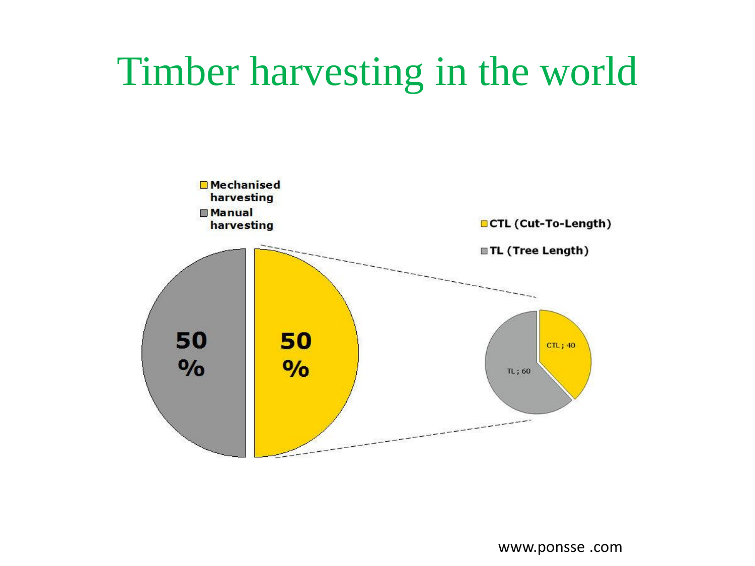# Timber harvesting in the world

- Mechanised harvesting
- Manual harvesting

50 %

50 %

- CTL (Cut-To-Length)
- TL (Tree Length)

CTL ; 40

TL ; 60

www.ponsse .com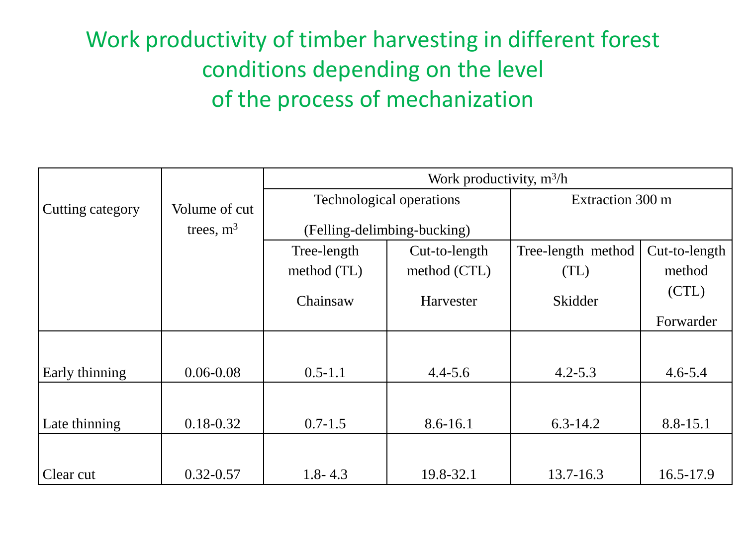# Work productivity of timber harvesting in different forest conditions depending on the level of the process of mechanization

| Cutting category | Volume of cut trees, $m^3$ | Work productivity, $m^3/h$ | | | |
|---|---|---|---|---|---|
| | | Technological operations (Felling-delimbing-bucking) | | Extraction 300 m | |
| | | Tree-length method (TL) Chainsaw | Cut-to-length method (CTL) Harvester | Tree-length method (TL) Skidder | Cut-to-length method (CTL) Forwarder |
| Early thinning | 0.06-0.08 | 0.5-1.1 | 4.4-5.6 | 4.2-5.3 | 4.6-5.4 |
| Late thinning | 0.18-0.32 | 0.7-1.5 | 8.6-16.1 | 6.3-14.2 | 8.8-15.1 |
| Clear cut | 0.32-0.57 | 1.8- 4.3 | 19.8-32.1 | 13.7-16.3 | 16.5-17.9 |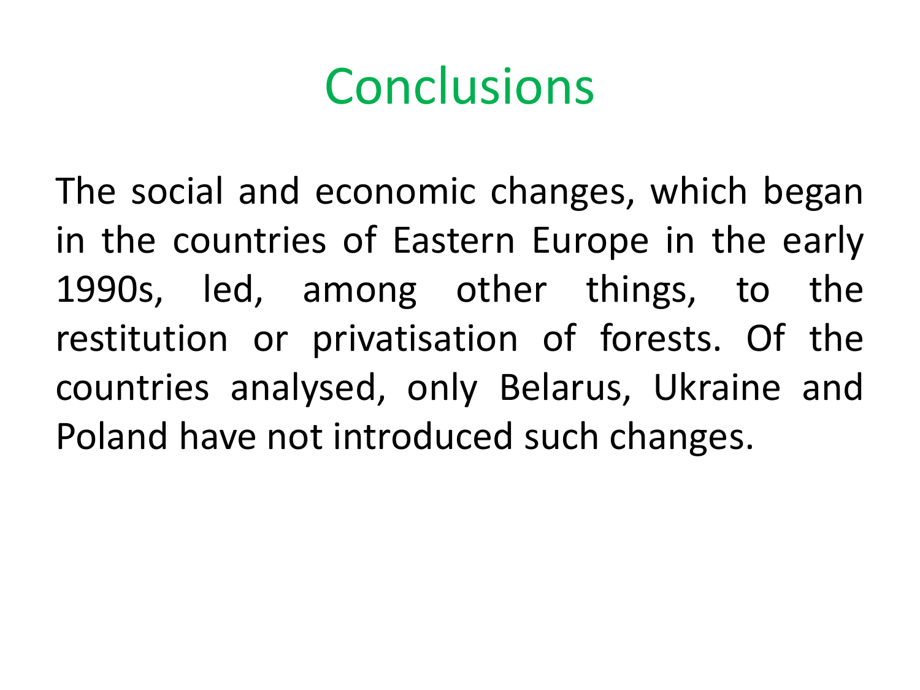# Conclusions

The social and economic changes, which began in the countries of Eastern Europe in the early 1990s, led, among other things, to the restitution or privatisation of forests. Of the countries analysed, only Belarus, Ukraine and Poland have not introduced such changes.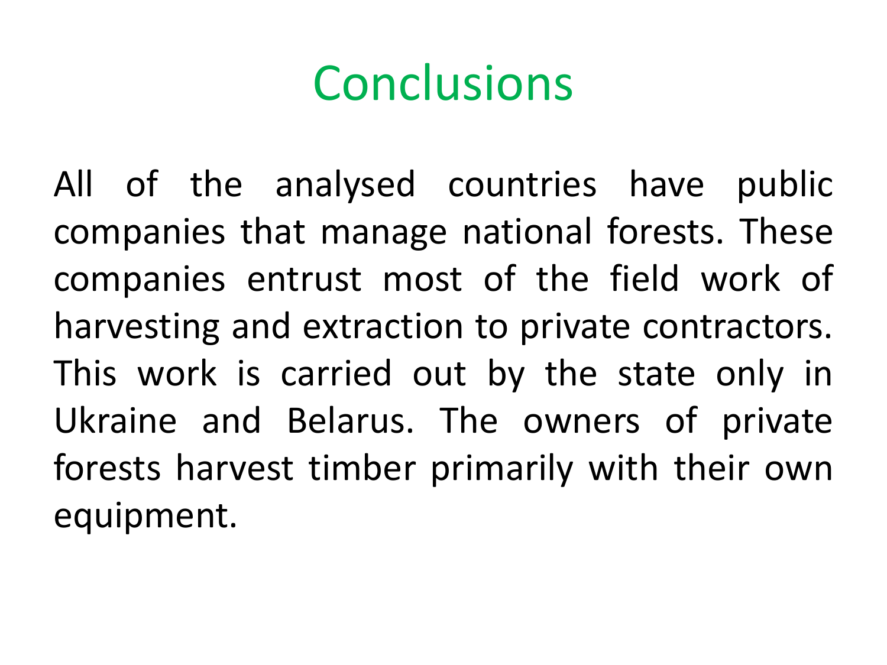# Conclusions

All of the analysed countries have public companies that manage national forests. These companies entrust most of the field work of harvesting and extraction to private contractors. This work is carried out by the state only in Ukraine and Belarus. The owners of private forests harvest timber primarily with their own equipment.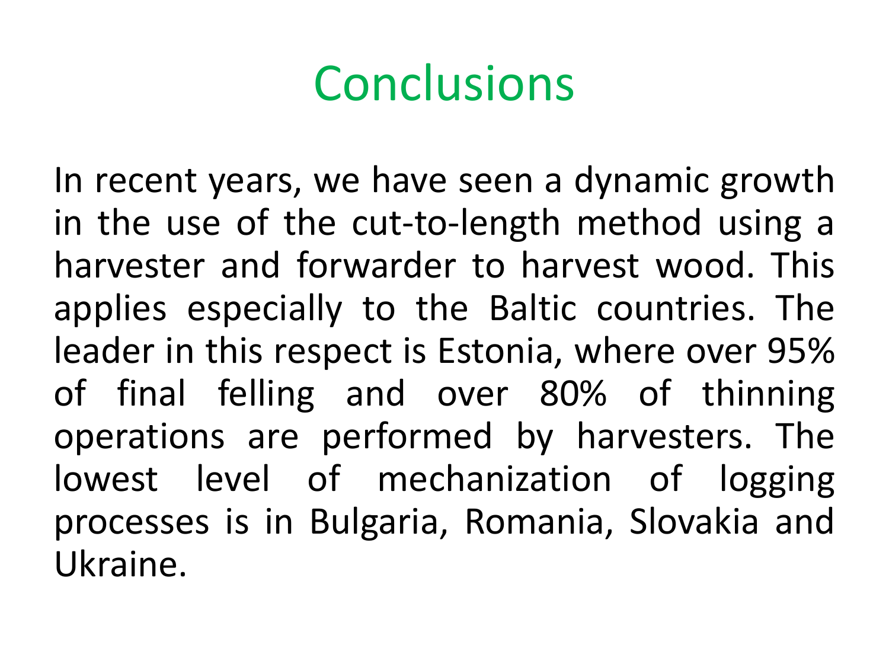# Conclusions

In recent years, we have seen a dynamic growth in the use of the cut-to-length method using a harvester and forwarder to harvest wood. This applies especially to the Baltic countries. The leader in this respect is Estonia, where over 95% of final felling and over 80% of thinning operations are performed by harvesters. The lowest level of mechanization of logging processes is in Bulgaria, Romania, Slovakia and Ukraine.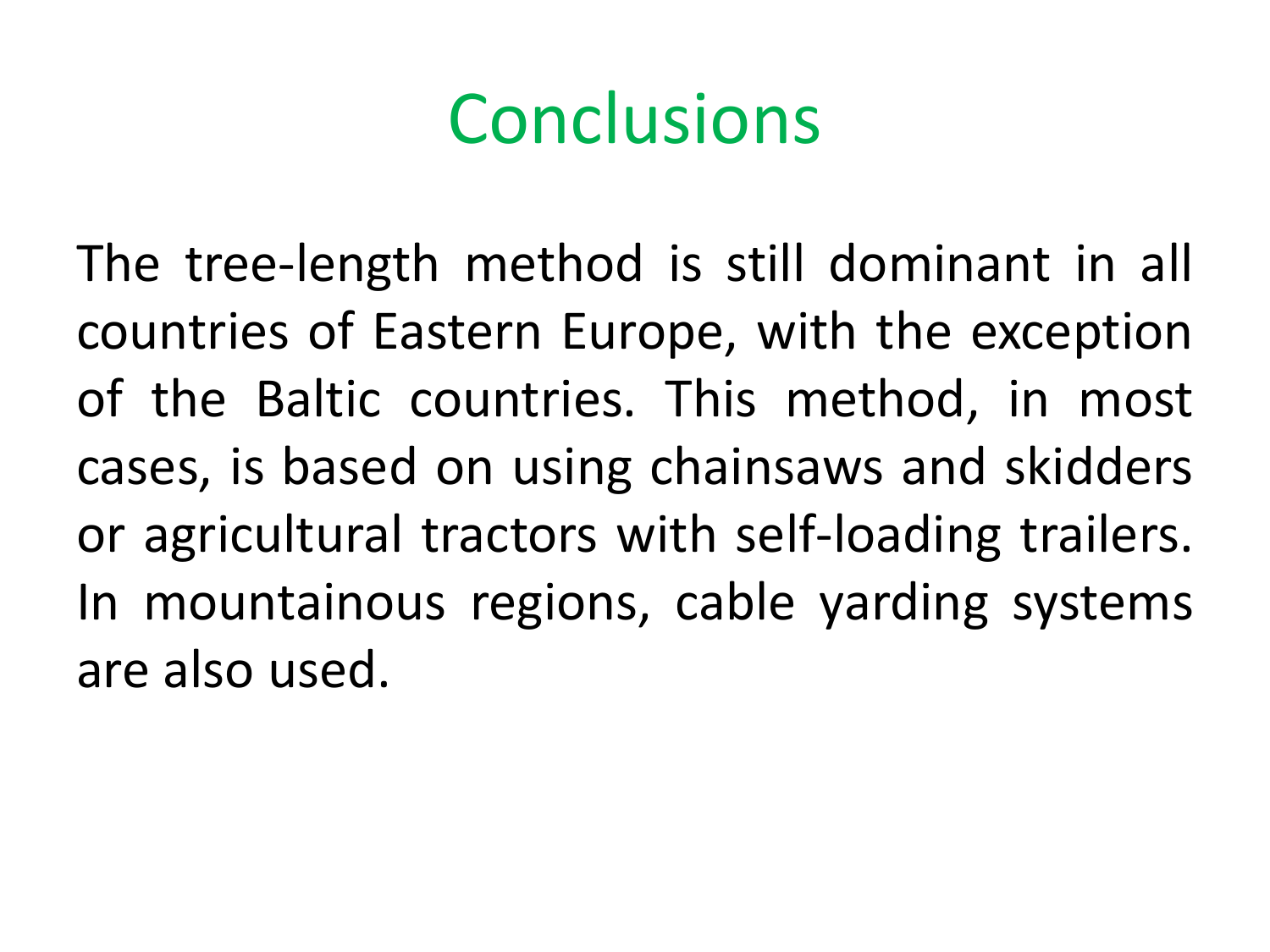# Conclusions

The tree-length method is still dominant in all countries of Eastern Europe, with the exception of the Baltic countries. This method, in most cases, is based on using chainsaws and skidders or agricultural tractors with self-loading trailers. In mountainous regions, cable yarding systems are also used.